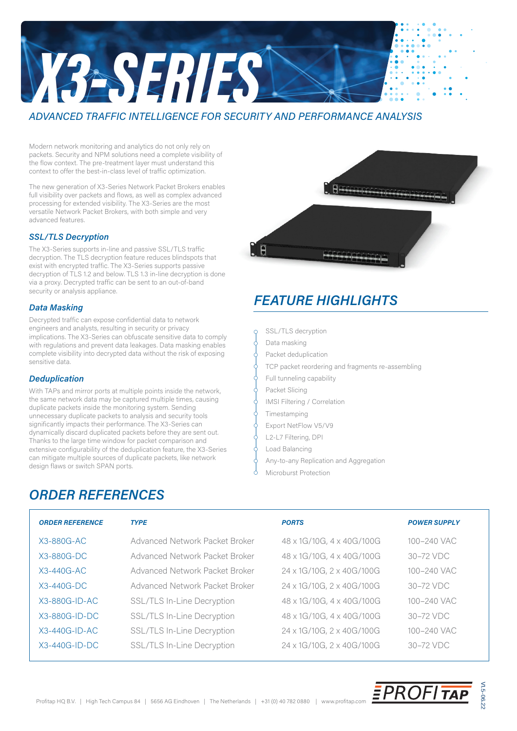# X3-SERIES

*ADVANCED TRAFFIC INTELLIGENCE FOR SECURITY AND PERFORMANCE ANALYSIS*

Modern network monitoring and analytics do not only rely on packets. Security and NPM solutions need a complete visibility of the flow context. The pre-treatment layer must understand this context to offer the best-in-class level of traffic optimization.

The new generation of X3-Series Network Packet Brokers enables full visibility over packets and flows, as well as complex advanced processing for extended visibility. The X3-Series are the most versatile Network Packet Brokers, with both simple and very advanced features.

### *SSL/TLS Decryption*

The X3-Series supports in-line and passive SSL/TLS traffic decryption. The TLS decryption feature reduces blindspots that exist with encrypted traffic. The X3-Series supports passive decryption of TLS 1.2 and below. TLS 1.3 in-line decryption is done via a proxy. Decrypted traffic can be sent to an out-of-band security or analysis appliance.

### *Data Masking*

Decrypted traffic can expose confidential data to network engineers and analysts, resulting in security or privacy implications. The X3-Series can obfuscate sensitive data to comply with regulations and prevent data leakages. Data masking enables complete visibility into decrypted data without the risk of exposing sensitive data.

### *Deduplication*

With TAPs and mirror ports at multiple points inside the network, the same network data may be captured multiple times, causing duplicate packets inside the monitoring system. Sending unnecessary duplicate packets to analysis and security tools significantly impacts their performance. The X3-Series can dynamically discard duplicated packets before they are sent out. Thanks to the large time window for packet comparison and extensive configurability of the deduplication feature, the X3-Series can mitigate multiple sources of duplicate packets, like network design flaws or switch SPAN ports.

## *FEATURE HIGHLIGHTS*

- SSL/TLS decryption
- Data masking
- Packet deduplication
- TCP packet reordering and fragments re-assembling
- Full tunneling capability
- Packet Slicing
- IMSI Filtering / Correlation
- Timestamping
- Export NetFlow V5/V9
- L2-L7 Filtering, DPI
- Load Balancing
- Any-to-any Replication and Aggregation
- Microburst Protection

## *ORDER REFERENCES*

| *ORDER REFERENCE* | *TYPE* | *PORTS* | *POWER SUPPLY* |
|---|---|---|---|
| X3-880G-AC | Advanced Network Packet Broker | 48 x 1G/10G, 4 x 40G/100G | 100–240 VAC |
| X3-880G-DC | Advanced Network Packet Broker | 48 x 1G/10G, 4 x 40G/100G | 30–72 VDC |
| X3-440G-AC | Advanced Network Packet Broker | 24 x 1G/10G, 2 x 40G/100G | 100–240 VAC |
| X3-440G-DC | Advanced Network Packet Broker | 24 x 1G/10G, 2 x 40G/100G | 30–72 VDC |
| X3-880G-ID-AC | SSL/TLS In-Line Decryption | 48 x 1G/10G, 4 x 40G/100G | 100–240 VAC |
| X3-880G-ID-DC | SSL/TLS In-Line Decryption | 48 x 1G/10G, 4 x 40G/100G | 30–72 VDC |
| X3-440G-ID-AC | SSL/TLS In-Line Decryption | 24 x 1G/10G, 2 x 40G/100G | 100–240 VAC |
| X3-440G-ID-DC | SSL/TLS In-Line Decryption | 24 x 1G/10G, 2 x 40G/100G | 30–72 VDC |

Profitap HQ B.V. | High Tech Campus 84 | 5656 AG Eindhoven | The Netherlands | +31 (0) 40 782 0880 | www.profitap.com

PROFITAP

V1.5-06.22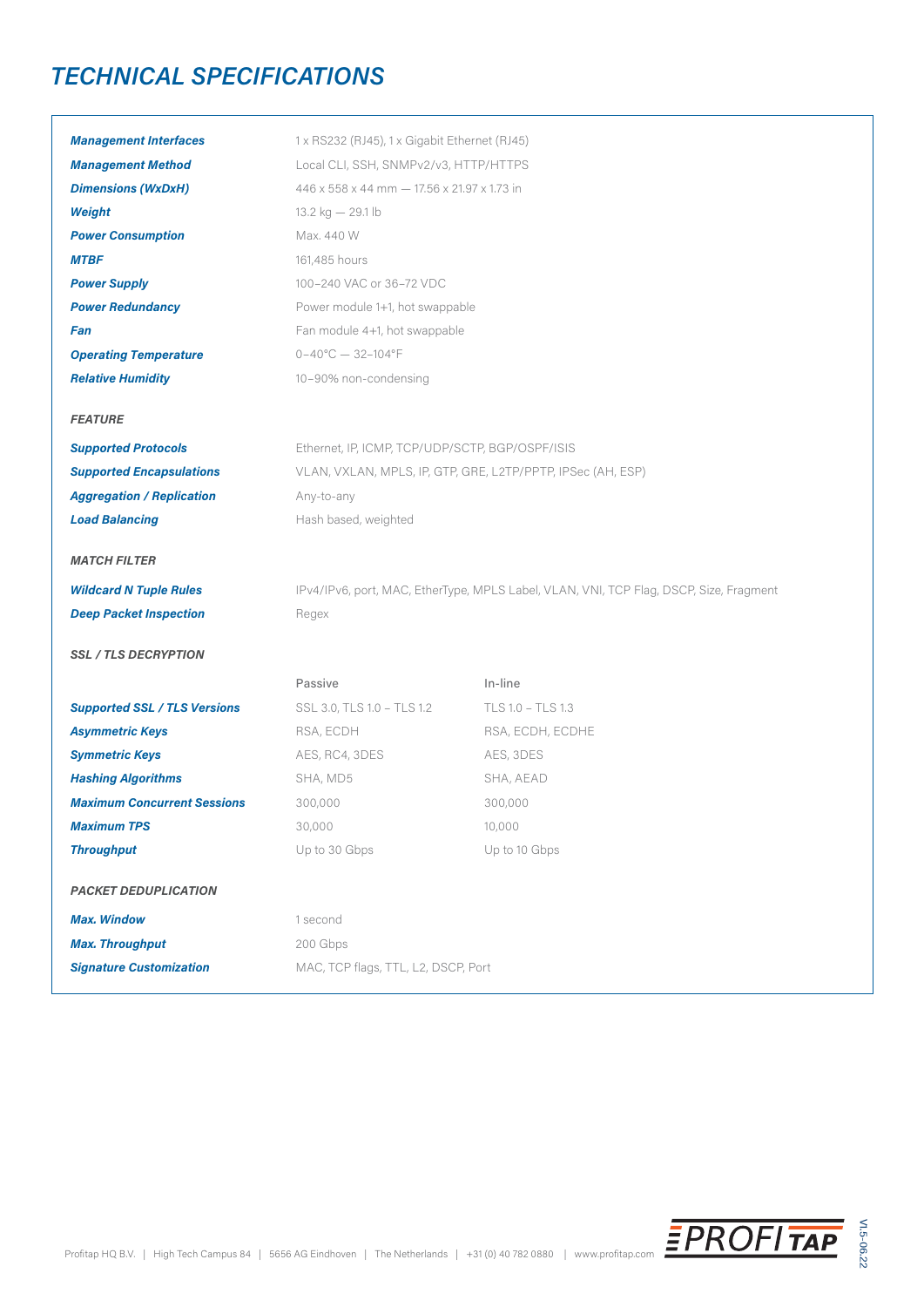# TECHNICAL SPECIFICATIONS

| | | |
|---|---|---|
| **Management Interfaces** | 1 x RS232 (RJ45), 1 x Gigabit Ethernet (RJ45) | |
| **Management Method** | Local CLI, SSH, SNMPv2/v3, HTTP/HTTPS | |
| **Dimensions (WxDxH)** | 446 x 558 x 44 mm — 17.56 x 21.97 x 1.73 in | |
| **Weight** | 13.2 kg — 29.1 lb | |
| **Power Consumption** | Max. 440 W | |
| **MTBF** | 161,485 hours | |
| **Power Supply** | 100–240 VAC or 36–72 VDC | |
| **Power Redundancy** | Power module 1+1, hot swappable | |
| **Fan** | Fan module 4+1, hot swappable | |
| **Operating Temperature** | 0–40°C — 32–104°F | |
| **Relative Humidity** | 10–90% non-condensing | |
| ***FEATURE*** | | |
| **Supported Protocols** | Ethernet, IP, ICMP, TCP/UDP/SCTP, BGP/OSPF/ISIS | |
| **Supported Encapsulations** | VLAN, VXLAN, MPLS, IP, GTP, GRE, L2TP/PPTP, IPSec (AH, ESP) | |
| **Aggregation / Replication** | Any-to-any | |
| **Load Balancing** | Hash based, weighted | |
| ***MATCH FILTER*** | | |
| **Wildcard N Tuple Rules** | IPv4/IPv6, port, MAC, EtherType, MPLS Label, VLAN, VNI, TCP Flag, DSCP, Size, Fragment | |
| **Deep Packet Inspection** | Regex | |
| ***SSL / TLS DECRYPTION*** | | |
| | Passive | In-line |
| **Supported SSL / TLS Versions** | SSL 3.0, TLS 1.0 – TLS 1.2 | TLS 1.0 – TLS 1.3 |
| **Asymmetric Keys** | RSA, ECDH | RSA, ECDH, ECDHE |
| **Symmetric Keys** | AES, RC4, 3DES | AES, 3DES |
| **Hashing Algorithms** | SHA, MD5 | SHA, AEAD |
| **Maximum Concurrent Sessions** | 300,000 | 300,000 |
| **Maximum TPS** | 30,000 | 10,000 |
| **Throughput** | Up to 30 Gbps | Up to 10 Gbps |
| ***PACKET DEDUPLICATION*** | | |
| **Max. Window** | 1 second | |
| **Max. Throughput** | 200 Gbps | |
| **Signature Customization** | MAC, TCP flags, TTL, L2, DSCP, Port | |

Profitap HQ B.V. | High Tech Campus 84 | 5656 AG Eindhoven | The Netherlands | +31 (0) 40 782 0880 | www.profitap.com

PROFITAP

V1.5-06.22